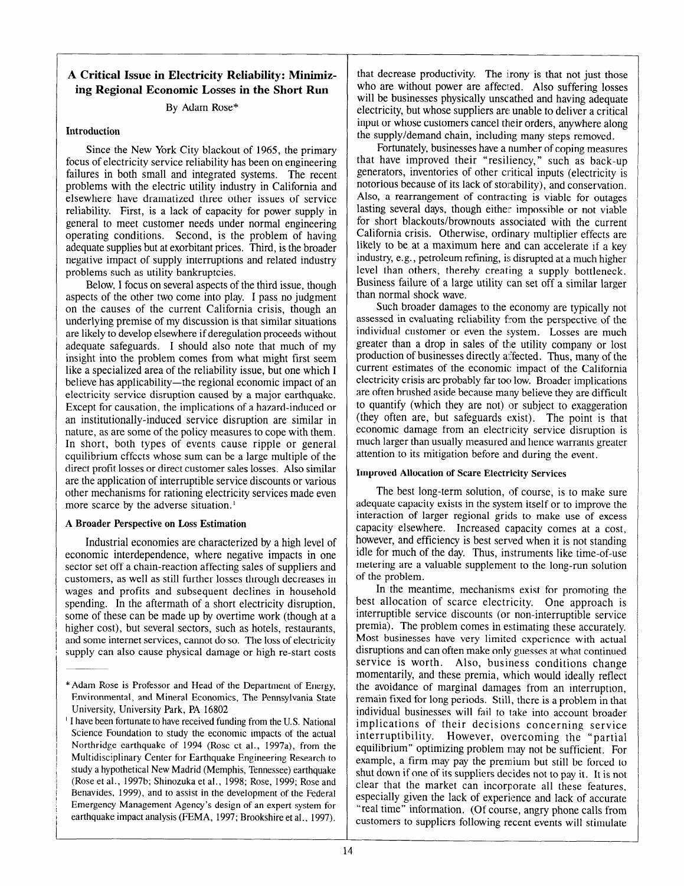## A Critical Issue in Electricity Reliability: Minimizing Regional Economic Losses in the Short Run

By Adam Rose*

### Introduction

Since the New York City blackout of 1965, the primary focus of electricity service reliability has been on engineering failures in both small and integrated systems. The recent problems with the electric utility industry in California and elsewhere have dramatized three other issues of service reliability. First, is a lack of capacity for power supply in general to meet customer needs under normal engineering operating conditions. Second, is the problem of having adequate supplies but at exorbitant prices. Third, is the broader negative impact of supply interruptions and related industry problems such as utility bankruptcies.

Below, I focus on several aspects of the third issue, though aspects of the other two come into play. I pass no judgment on the causes of the current California crisis, though an underlying premise of my discussion is that similar situations are likely to develop elsewhere if deregulation proceeds without adequate safeguards. I should also note that much of my insight into the problem comes from what might first seem like a specialized area of the reliability issue, but one which I believe has applicability—the regional economic impact of an electricity service disruption caused by a major earthquake. Except for causation, the implications of a hazard-induced or an institutionally-induced service disruption are similar in nature, as are some of the policy measures to cope with them. In short, both types of events cause ripple or general equilibrium effects whose sum can be a large multiple of the direct profit losses or direct customer sales losses. Also similar are the application of interruptible service discounts or various other mechanisms for rationing electricity services made even more scarce by the adverse situation.[1]

### A Broader Perspective on Loss Estimation

Industrial economies are characterized by a high level of economic interdependence, where negative impacts in one sector set off a chain-reaction affecting sales of suppliers and customers, as well as still further losses through decreases in wages and profits and subsequent declines in household spending. In the aftermath of a short electricity disruption, some of these can be made up by overtime work (though at a higher cost), but several sectors, such as hotels, restaurants, and some internet services, cannot do so. The loss of electricity supply can also cause physical damage or high re-start costs that decrease productivity. The irony is that not just those who are without power are affected. Also suffering losses will be businesses physically unscathed and having adequate electricity, but whose suppliers are unable to deliver a critical input or whose customers cancel their orders, anywhere along the supply/demand chain, including many steps removed.

Fortunately, businesses have a number of coping measures that have improved their "resiliency," such as back-up generators, inventories of other critical inputs (electricity is notorious because of its lack of storability), and conservation. Also, a rearrangement of contracting is viable for outages lasting several days, though either impossible or not viable for short blackouts/brownouts associated with the current California crisis. Otherwise, ordinary multiplier effects are likely to be at a maximum here and can accelerate if a key industry, e.g., petroleum refining, is disrupted at a much higher level than others, thereby creating a supply bottleneck. Business failure of a large utility can set off a similar larger than normal shock wave.

Such broader damages to the economy are typically not assessed in evaluating reliability from the perspective of the individual customer or even the system. Losses are much greater than a drop in sales of the utility company or lost production of businesses directly affected. Thus, many of the current estimates of the economic impact of the California electricity crisis are probably far too low. Broader implications are often brushed aside because many believe they are difficult to quantify (which they are not) or subject to exaggeration (they often are, but safeguards exist). The point is that economic damage from an electricity service disruption is much larger than usually measured and hence warrants greater attention to its mitigation before and during the event.

### Improved Allocation of Scare Electricity Services

The best long-term solution, of course, is to make sure adequate capacity exists in the system itself or to improve the interaction of larger regional grids to make use of excess capacity elsewhere. Increased capacity comes at a cost, however, and efficiency is best served when it is not standing idle for much of the day. Thus, instruments like time-of-use metering are a valuable supplement to the long-run solution of the problem.

In the meantime, mechanisms exist for promoting the best allocation of scarce electricity. One approach is interruptible service discounts (or non-interruptible service premia). The problem comes in estimating these accurately. Most businesses have very limited experience with actual disruptions and can often make only guesses at what continued service is worth. Also, business conditions change momentarily, and these premia, which would ideally reflect the avoidance of marginal damages from an interruption, remain fixed for long periods. Still, there is a problem in that individual businesses will fail to take into account broader implications of their decisions concerning service interruptibility. However, overcoming the "partial equilibrium" optimizing problem may not be sufficient. For example, a firm may pay the premium but still be forced to shut down if one of its suppliers decides not to pay it. It is not clear that the market can incorporate all these features, especially given the lack of experience and lack of accurate "real time" information. (Of course, angry phone calls from customers to suppliers following recent events will stimulate

---

* Adam Rose is Professor and Head of the Department of Energy, Environmental, and Mineral Economics, The Pennsylvania State University, University Park, PA 16802

[1] I have been fortunate to have received funding from the U.S. National Science Foundation to study the economic impacts of the actual Northridge earthquake of 1994 (Rose et al., 1997a), from the Multidisciplinary Center for Earthquake Engineering Research to study a hypothetical New Madrid (Memphis, Tennessee) earthquake (Rose et al., 1997b; Shinozuka et al., 1998; Rose, 1999; Rose and Benavides, 1999), and to assist in the development of the Federal Emergency Management Agency's design of an expert system for earthquake impact analysis (FEMA, 1997; Brookshire et al., 1997).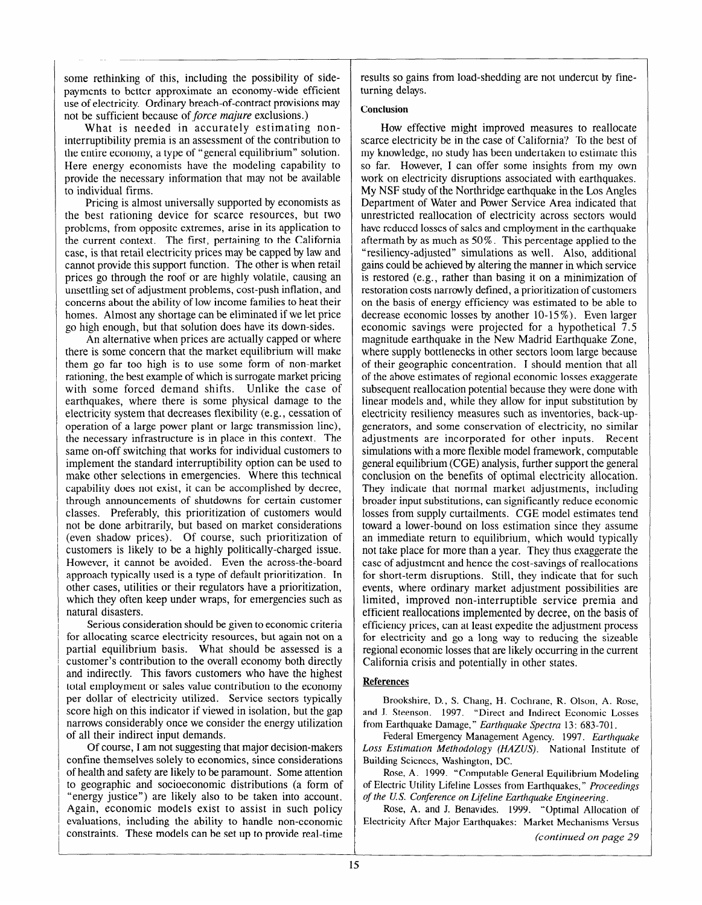some rethinking of this, including the possibility of side-payments to better approximate an economy-wide efficient use of electricity. Ordinary breach-of-contract provisions may not be sufficient because of *force majure* exclusions.)

What is needed in accurately estimating non-interruptibility premia is an assessment of the contribution to the entire economy, a type of "general equilibrium" solution. Here energy economists have the modeling capability to provide the necessary information that may not be available to individual firms.

Pricing is almost universally supported by economists as the best rationing device for scarce resources, but two problems, from opposite extremes, arise in its application to the current context. The first, pertaining to the California case, is that retail electricity prices may be capped by law and cannot provide this support function. The other is when retail prices go through the roof or are highly volatile, causing an unsettling set of adjustment problems, cost-push inflation, and concerns about the ability of low income families to heat their homes. Almost any shortage can be eliminated if we let price go high enough, but that solution does have its down-sides.

An alternative when prices are actually capped or where there is some concern that the market equilibrium will make them go far too high is to use some form of non-market rationing, the best example of which is surrogate market pricing with some forced demand shifts. Unlike the case of earthquakes, where there is some physical damage to the electricity system that decreases flexibility (e.g., cessation of operation of a large power plant or large transmission line), the necessary infrastructure is in place in this context. The same on-off switching that works for individual customers to implement the standard interruptibility option can be used to make other selections in emergencies. Where this technical capability does not exist, it can be accomplished by decree, through announcements of shutdowns for certain customer classes. Preferably, this prioritization of customers would not be done arbitrarily, but based on market considerations (even shadow prices). Of course, such prioritization of customers is likely to be a highly politically-charged issue. However, it cannot be avoided. Even the across-the-board approach typically used is a type of default prioritization. In other cases, utilities or their regulators have a prioritization, which they often keep under wraps, for emergencies such as natural disasters.

Serious consideration should be given to economic criteria for allocating scarce electricity resources, but again not on a partial equilibrium basis. What should be assessed is a customer's contribution to the overall economy both directly and indirectly. This favors customers who have the highest total employment or sales value contribution to the economy per dollar of electricity utilized. Service sectors typically score high on this indicator if viewed in isolation, but the gap narrows considerably once we consider the energy utilization of all their indirect input demands.

Of course, I am not suggesting that major decision-makers confine themselves solely to economics, since considerations of health and safety are likely to be paramount. Some attention to geographic and socioeconomic distributions (a form of "energy justice") are likely also to be taken into account. Again, economic models exist to assist in such policy evaluations, including the ability to handle non-economic constraints. These models can be set up to provide real-time results so gains from load-shedding are not undercut by fine-turning delays.

### Conclusion

How effective might improved measures to reallocate scarce electricity be in the case of California? To the best of my knowledge, no study has been undertaken to estimate this so far. However, I can offer some insights from my own work on electricity disruptions associated with earthquakes. My NSF study of the Northridge earthquake in the Los Angles Department of Water and Power Service Area indicated that unrestricted reallocation of electricity across sectors would have reduced losses of sales and employment in the earthquake aftermath by as much as 50%. This percentage applied to the "resiliency-adjusted" simulations as well. Also, additional gains could be achieved by altering the manner in which service is restored (e.g., rather than basing it on a minimization of restoration costs narrowly defined, a prioritization of customers on the basis of energy efficiency was estimated to be able to decrease economic losses by another 10-15%). Even larger economic savings were projected for a hypothetical 7.5 magnitude earthquake in the New Madrid Earthquake Zone, where supply bottlenecks in other sectors loom large because of their geographic concentration. I should mention that all of the above estimates of regional economic losses exaggerate subsequent reallocation potential because they were done with linear models and, while they allow for input substitution by electricity resiliency measures such as inventories, back-up-generators, and some conservation of electricity, no similar adjustments are incorporated for other inputs. Recent simulations with a more flexible model framework, computable general equilibrium (CGE) analysis, further support the general conclusion on the benefits of optimal electricity allocation. They indicate that normal market adjustments, including broader input substitutions, can significantly reduce economic losses from supply curtailments. CGE model estimates tend toward a lower-bound on loss estimation since they assume an immediate return to equilibrium, which would typically not take place for more than a year. They thus exaggerate the ease of adjustment and hence the cost-savings of reallocations for short-term disruptions. Still, they indicate that for such events, where ordinary market adjustment possibilities are limited, improved non-interruptible service premia and efficient reallocations implemented by decree, on the basis of efficiency prices, can at least expedite the adjustment process for electricity and go a long way to reducing the sizeable regional economic losses that are likely occurring in the current California crisis and potentially in other states.

### References

Brookshire, D., S. Chang, H. Cochrane, R. Olson, A. Rose, and J. Steenson. 1997. "Direct and Indirect Economic Losses from Earthquake Damage," *Earthquake Spectra* 13: 683-701.

Federal Emergency Management Agency. 1997. *Earthquake Loss Estimation Methodology (HAZUS)*. National Institute of Building Sciences, Washington, DC.

Rose, A. 1999. "Computable General Equilibrium Modeling of Electric Utility Lifeline Losses from Earthquakes," *Proceedings of the U.S. Conference on Lifeline Earthquake Engineering*.

Rose, A. and J. Benavides. 1999. "Optimal Allocation of Electricity After Major Earthquakes: Market Mechanisms Versus

*(continued on page 29*